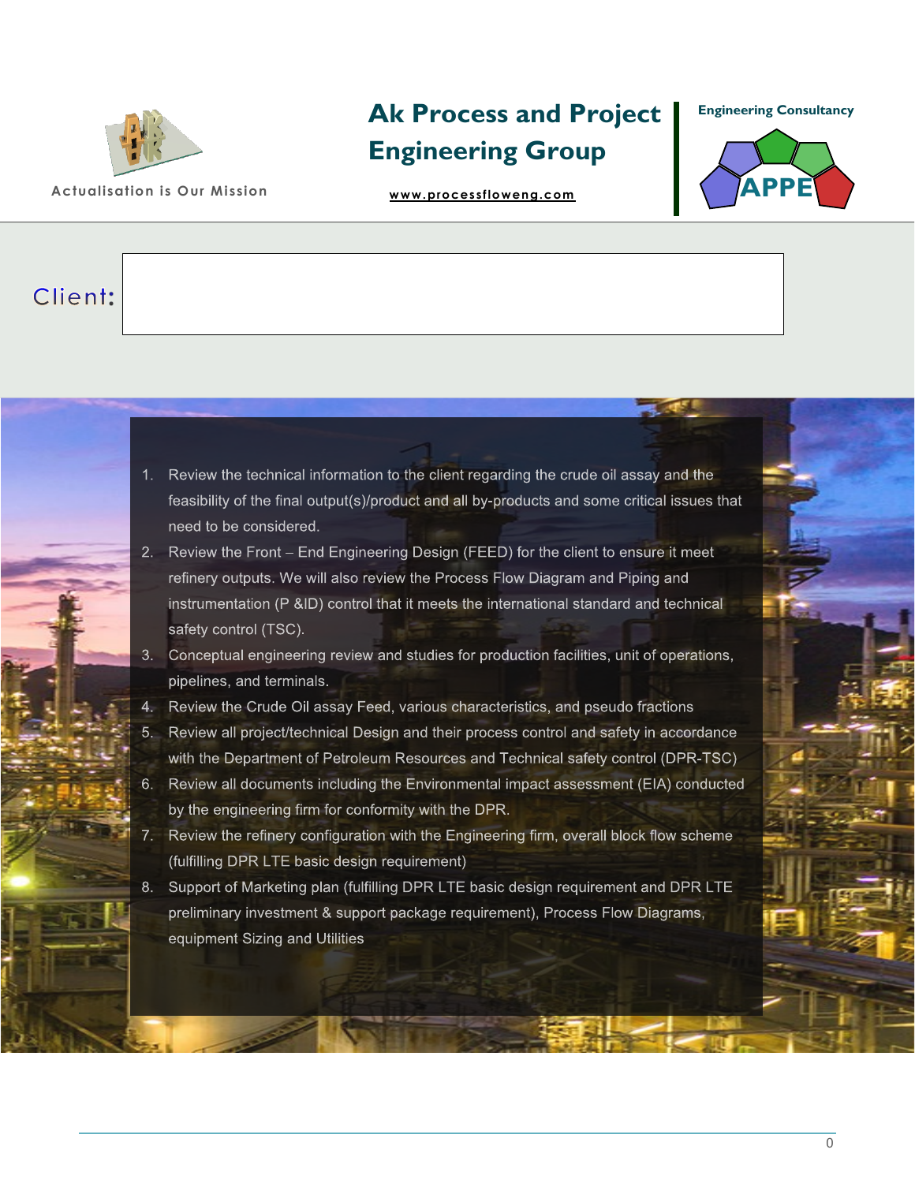Actualisation is Our Mission

# Ak Process and Project Engineering Group

www.processfloweng.com

Engineering Consultancy

APPE

Client:

1. Review the technical information to the client regarding the crude oil assay and the feasibility of the final output(s)/product and all by-products and some critical issues that need to be considered.
2. Review the Front – End Engineering Design (FEED) for the client to ensure it meet refinery outputs. We will also review the Process Flow Diagram and Piping and instrumentation (P &ID) control that it meets the international standard and technical safety control (TSC).
3. Conceptual engineering review and studies for production facilities, unit of operations, pipelines, and terminals.
4. Review the Crude Oil assay Feed, various characteristics, and pseudo fractions
5. Review all project/technical Design and their process control and safety in accordance with the Department of Petroleum Resources and Technical safety control (DPR-TSC)
6. Review all documents including the Environmental impact assessment (EIA) conducted by the engineering firm for conformity with the DPR.
7. Review the refinery configuration with the Engineering firm, overall block flow scheme (fulfilling DPR LTE basic design requirement)
8. Support of Marketing plan (fulfilling DPR LTE basic design requirement and DPR LTE preliminary investment & support package requirement), Process Flow Diagrams, equipment Sizing and Utilities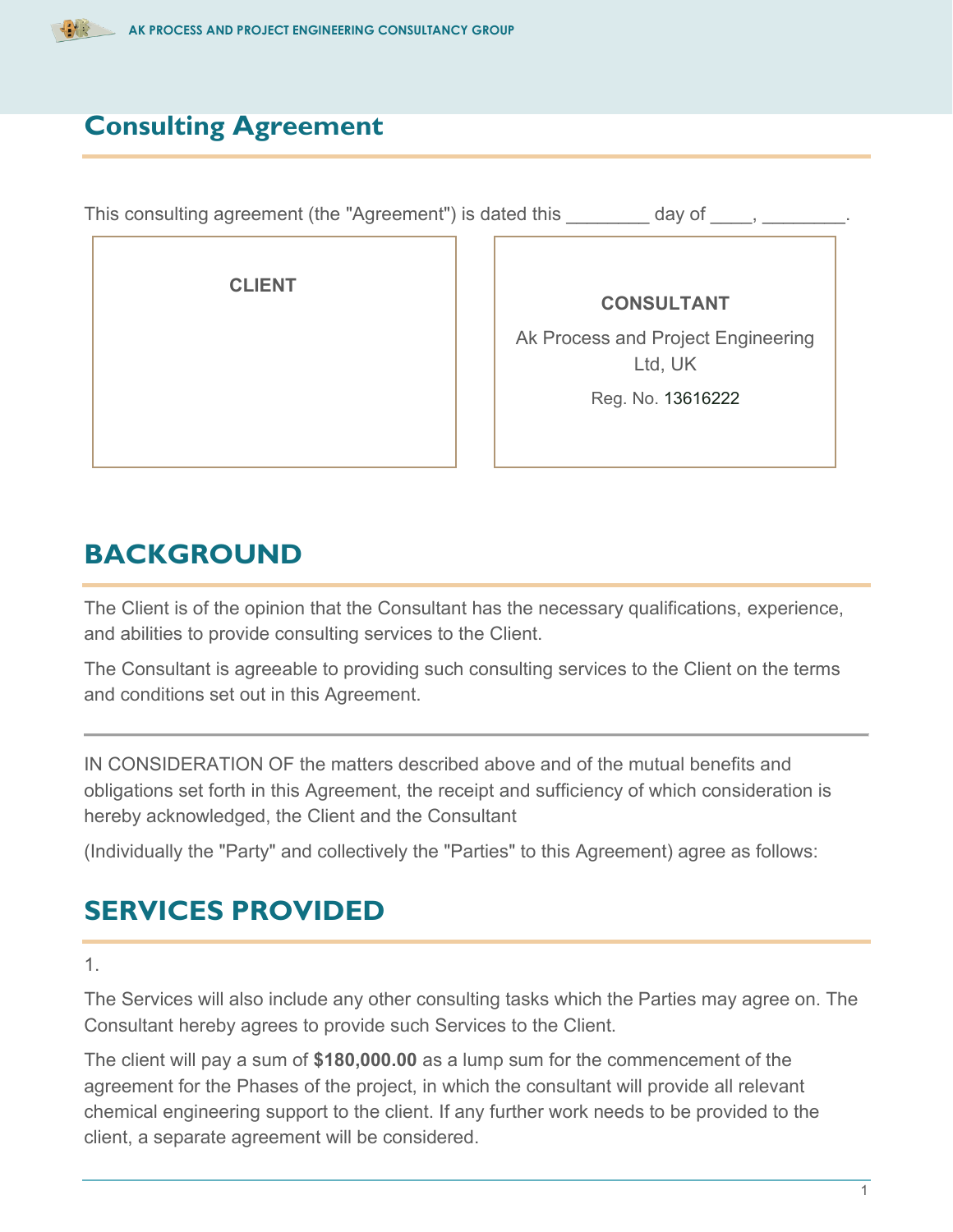# Consulting Agreement

This consulting agreement (the "Agreement") is dated this ________ day of ____, ________.

| CLIENT | CONSULTANT |
| --- | --- |
| | Ak Process and Project Engineering Ltd, UK<br>Reg. No. 13616222 |

## BACKGROUND

The Client is of the opinion that the Consultant has the necessary qualifications, experience, and abilities to provide consulting services to the Client.

The Consultant is agreeable to providing such consulting services to the Client on the terms and conditions set out in this Agreement.

---

IN CONSIDERATION OF the matters described above and of the mutual benefits and obligations set forth in this Agreement, the receipt and sufficiency of which consideration is hereby acknowledged, the Client and the Consultant

(Individually the "Party" and collectively the "Parties" to this Agreement) agree as follows:

## SERVICES PROVIDED

1.

The Services will also include any other consulting tasks which the Parties may agree on. The Consultant hereby agrees to provide such Services to the Client.

The client will pay a sum of **$180,000.00** as a lump sum for the commencement of the agreement for the Phases of the project, in which the consultant will provide all relevant chemical engineering support to the client. If any further work needs to be provided to the client, a separate agreement will be considered.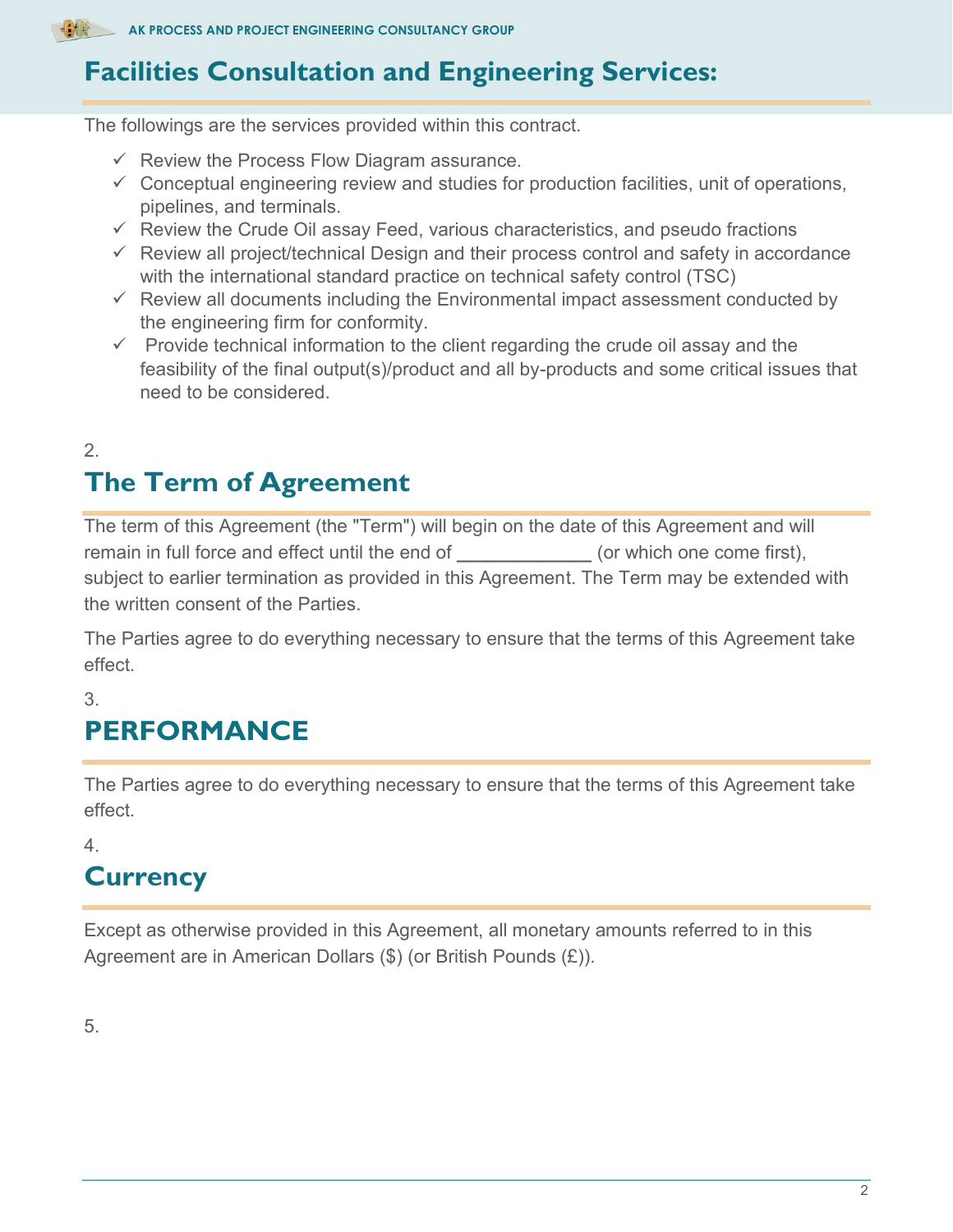## Facilities Consultation and Engineering Services:

The followings are the services provided within this contract.

- ✓ Review the Process Flow Diagram assurance.
- ✓ Conceptual engineering review and studies for production facilities, unit of operations, pipelines, and terminals.
- ✓ Review the Crude Oil assay Feed, various characteristics, and pseudo fractions
- ✓ Review all project/technical Design and their process control and safety in accordance with the international standard practice on technical safety control (TSC)
- ✓ Review all documents including the Environmental impact assessment conducted by the engineering firm for conformity.
- ✓ Provide technical information to the client regarding the crude oil assay and the feasibility of the final output(s)/product and all by-products and some critical issues that need to be considered.

2.

## The Term of Agreement

The term of this Agreement (the "Term") will begin on the date of this Agreement and will remain in full force and effect until the end of _____________ (or which one come first), subject to earlier termination as provided in this Agreement. The Term may be extended with the written consent of the Parties.

The Parties agree to do everything necessary to ensure that the terms of this Agreement take effect.

3.

## PERFORMANCE

The Parties agree to do everything necessary to ensure that the terms of this Agreement take effect.

4.

## Currency

Except as otherwise provided in this Agreement, all monetary amounts referred to in this Agreement are in American Dollars ($) (or British Pounds (£)).

5.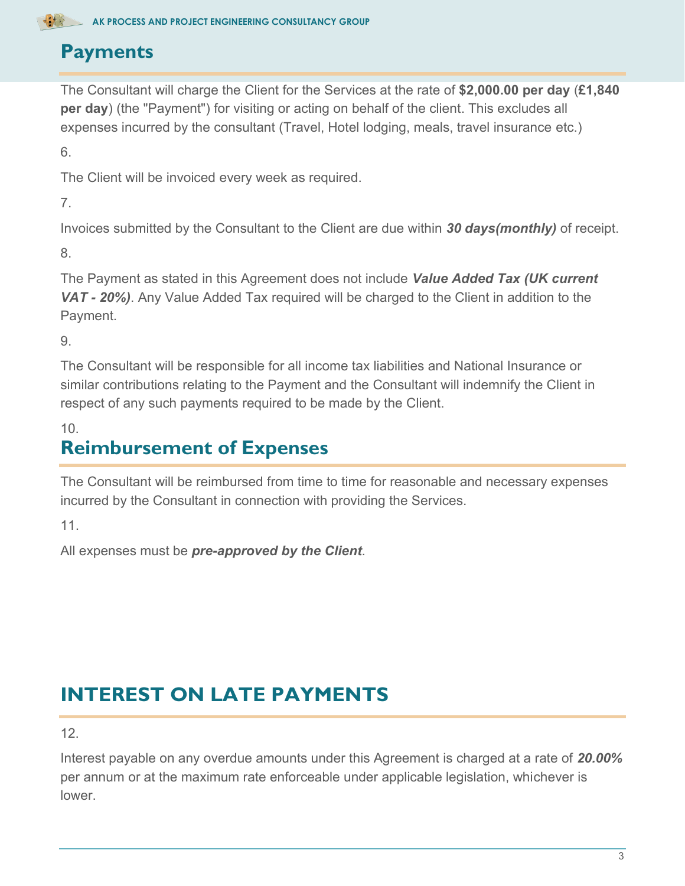## Payments

The Consultant will charge the Client for the Services at the rate of **$2,000.00 per day** (**£1,840 per day**) (the "Payment") for visiting or acting on behalf of the client. This excludes all expenses incurred by the consultant (Travel, Hotel lodging, meals, travel insurance etc.)

6.

The Client will be invoiced every week as required.

7.

Invoices submitted by the Consultant to the Client are due within ***30 days(monthly)*** of receipt.

8.

The Payment as stated in this Agreement does not include ***Value Added Tax (UK current VAT - 20%)***. Any Value Added Tax required will be charged to the Client in addition to the Payment.

9.

The Consultant will be responsible for all income tax liabilities and National Insurance or similar contributions relating to the Payment and the Consultant will indemnify the Client in respect of any such payments required to be made by the Client.

10.

## Reimbursement of Expenses

The Consultant will be reimbursed from time to time for reasonable and necessary expenses incurred by the Consultant in connection with providing the Services.

11.

All expenses must be ***pre-approved by the Client***.

## INTEREST ON LATE PAYMENTS

12.

Interest payable on any overdue amounts under this Agreement is charged at a rate of ***20.00%*** per annum or at the maximum rate enforceable under applicable legislation, whichever is lower.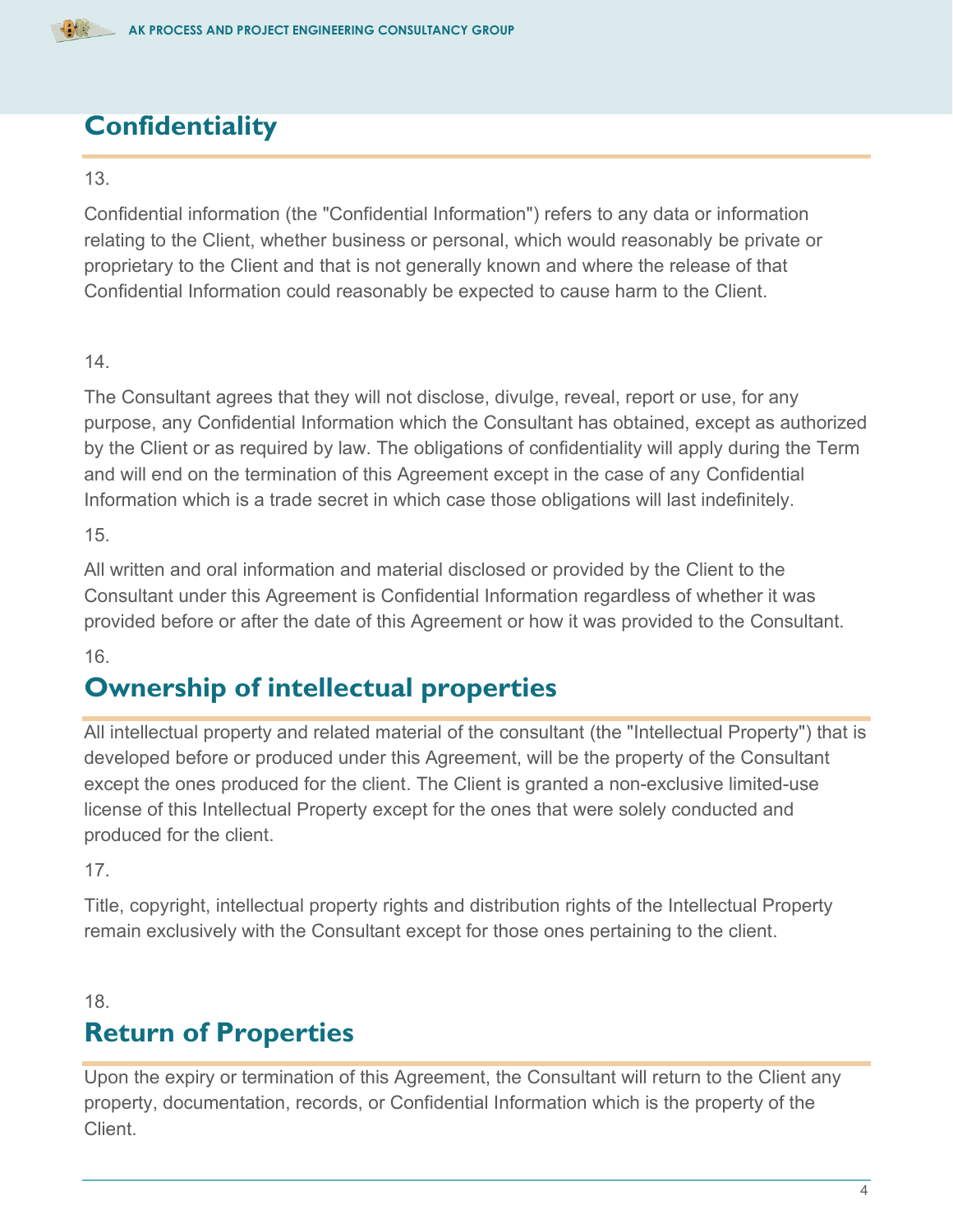## Confidentiality

13.

Confidential information (the "Confidential Information") refers to any data or information relating to the Client, whether business or personal, which would reasonably be private or proprietary to the Client and that is not generally known and where the release of that Confidential Information could reasonably be expected to cause harm to the Client.

14.

The Consultant agrees that they will not disclose, divulge, reveal, report or use, for any purpose, any Confidential Information which the Consultant has obtained, except as authorized by the Client or as required by law. The obligations of confidentiality will apply during the Term and will end on the termination of this Agreement except in the case of any Confidential Information which is a trade secret in which case those obligations will last indefinitely.

15.

All written and oral information and material disclosed or provided by the Client to the Consultant under this Agreement is Confidential Information regardless of whether it was provided before or after the date of this Agreement or how it was provided to the Consultant.

16.

## Ownership of intellectual properties

All intellectual property and related material of the consultant (the "Intellectual Property") that is developed before or produced under this Agreement, will be the property of the Consultant except the ones produced for the client. The Client is granted a non-exclusive limited-use license of this Intellectual Property except for the ones that were solely conducted and produced for the client.

17.

Title, copyright, intellectual property rights and distribution rights of the Intellectual Property remain exclusively with the Consultant except for those ones pertaining to the client.

18.

## Return of Properties

Upon the expiry or termination of this Agreement, the Consultant will return to the Client any property, documentation, records, or Confidential Information which is the property of the Client.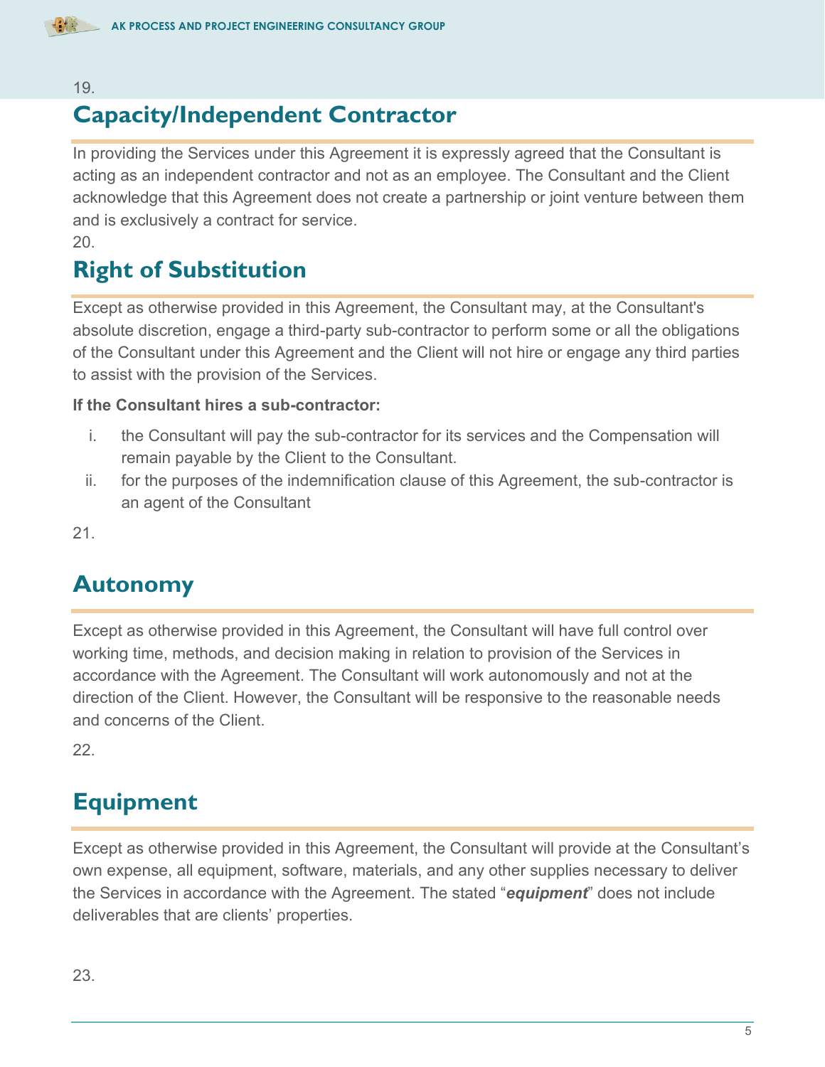19.

## Capacity/Independent Contractor

In providing the Services under this Agreement it is expressly agreed that the Consultant is acting as an independent contractor and not as an employee. The Consultant and the Client acknowledge that this Agreement does not create a partnership or joint venture between them and is exclusively a contract for service.

20.

## Right of Substitution

Except as otherwise provided in this Agreement, the Consultant may, at the Consultant's absolute discretion, engage a third-party sub-contractor to perform some or all the obligations of the Consultant under this Agreement and the Client will not hire or engage any third parties to assist with the provision of the Services.

**If the Consultant hires a sub-contractor:**

i. the Consultant will pay the sub-contractor for its services and the Compensation will remain payable by the Client to the Consultant.
ii. for the purposes of the indemnification clause of this Agreement, the sub-contractor is an agent of the Consultant

21.

## Autonomy

Except as otherwise provided in this Agreement, the Consultant will have full control over working time, methods, and decision making in relation to provision of the Services in accordance with the Agreement. The Consultant will work autonomously and not at the direction of the Client. However, the Consultant will be responsive to the reasonable needs and concerns of the Client.

22.

## Equipment

Except as otherwise provided in this Agreement, the Consultant will provide at the Consultant's own expense, all equipment, software, materials, and any other supplies necessary to deliver the Services in accordance with the Agreement. The stated "***equipment***" does not include deliverables that are clients' properties.

23.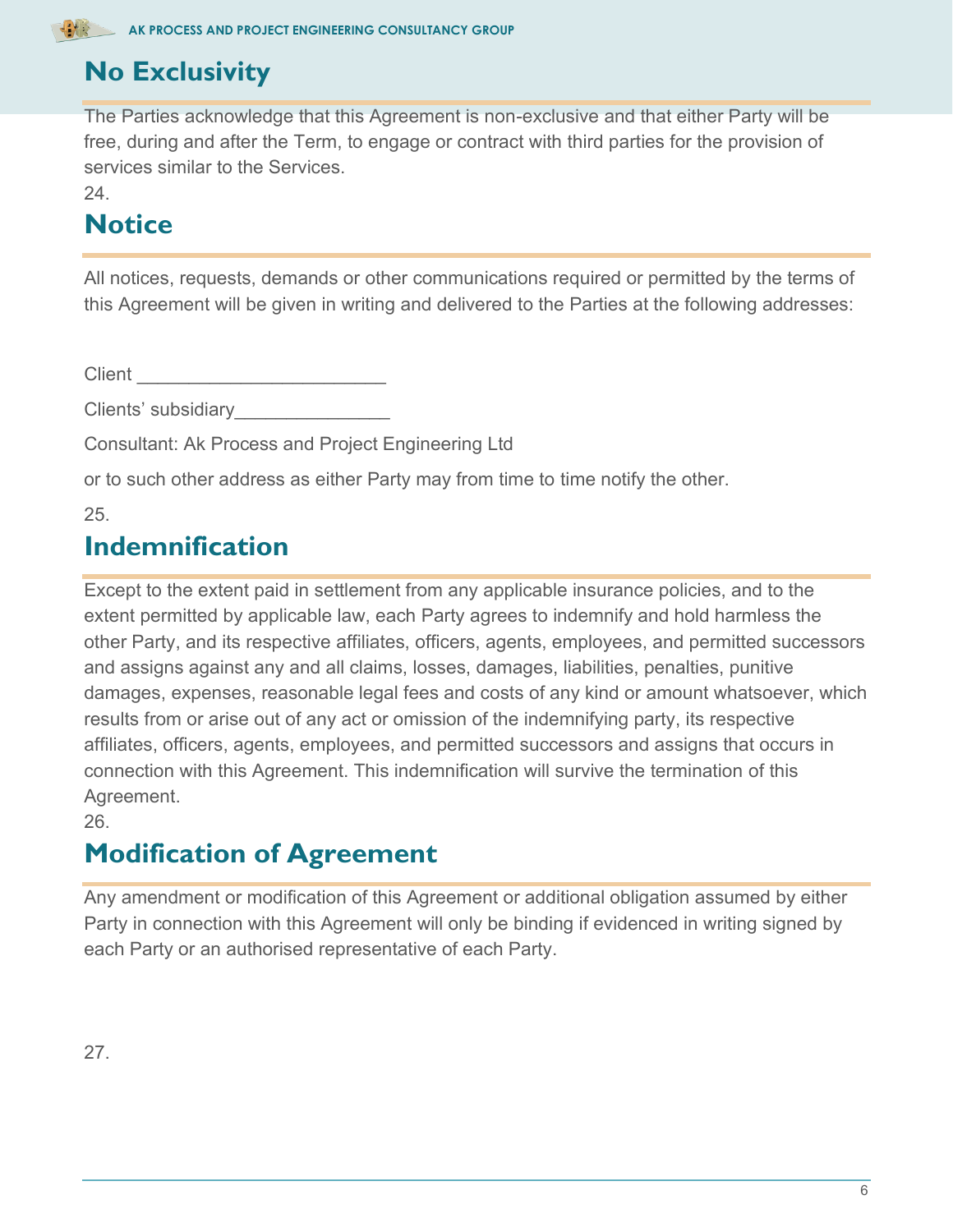## No Exclusivity

The Parties acknowledge that this Agreement is non-exclusive and that either Party will be free, during and after the Term, to engage or contract with third parties for the provision of services similar to the Services.

24.

## Notice

All notices, requests, demands or other communications required or permitted by the terms of this Agreement will be given in writing and delivered to the Parties at the following addresses:

Client ________________________

Clients' subsidiary_______________

Consultant: Ak Process and Project Engineering Ltd

or to such other address as either Party may from time to time notify the other.

25.

## Indemnification

Except to the extent paid in settlement from any applicable insurance policies, and to the extent permitted by applicable law, each Party agrees to indemnify and hold harmless the other Party, and its respective affiliates, officers, agents, employees, and permitted successors and assigns against any and all claims, losses, damages, liabilities, penalties, punitive damages, expenses, reasonable legal fees and costs of any kind or amount whatsoever, which results from or arise out of any act or omission of the indemnifying party, its respective affiliates, officers, agents, employees, and permitted successors and assigns that occurs in connection with this Agreement. This indemnification will survive the termination of this Agreement.

26.

## Modification of Agreement

Any amendment or modification of this Agreement or additional obligation assumed by either Party in connection with this Agreement will only be binding if evidenced in writing signed by each Party or an authorised representative of each Party.

27.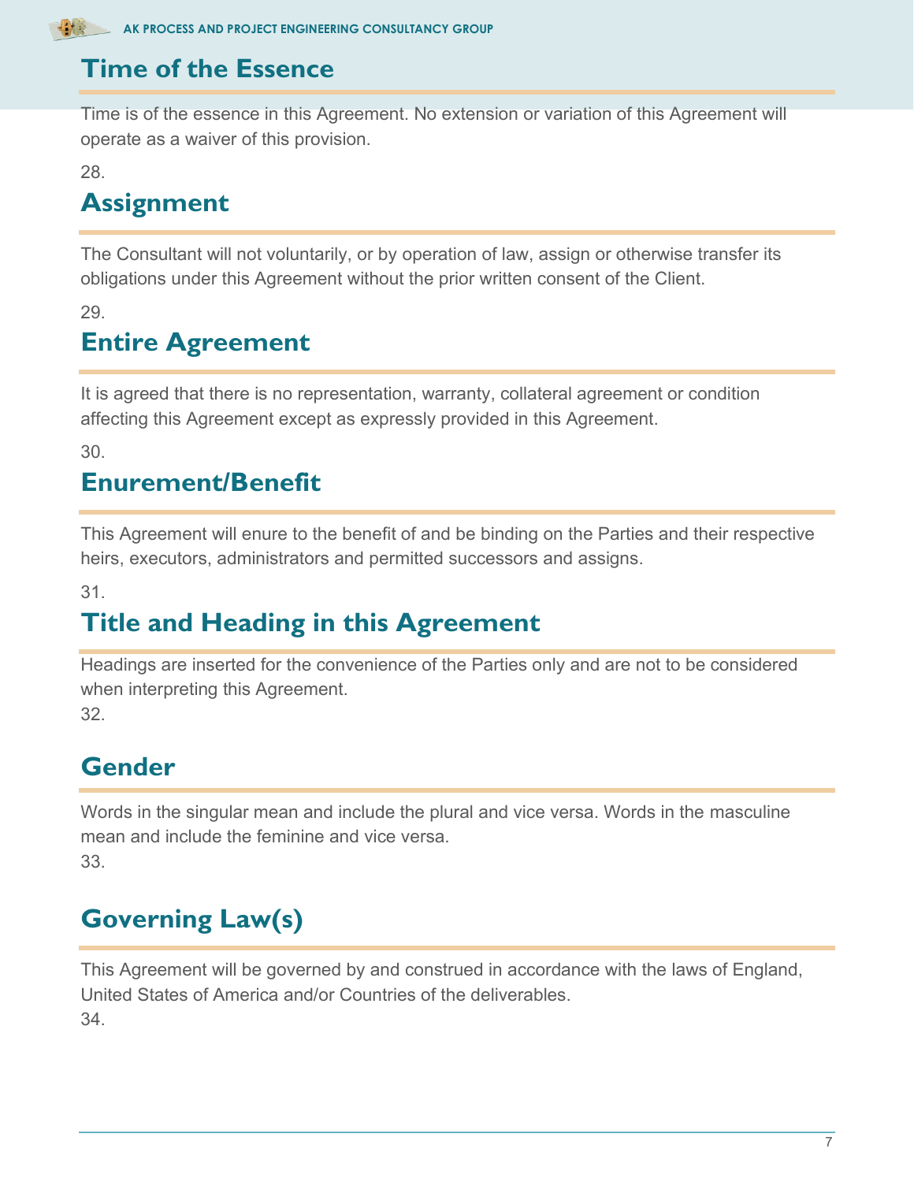## Time of the Essence

Time is of the essence in this Agreement. No extension or variation of this Agreement will operate as a waiver of this provision.

28.

## Assignment

The Consultant will not voluntarily, or by operation of law, assign or otherwise transfer its obligations under this Agreement without the prior written consent of the Client.

29.

## Entire Agreement

It is agreed that there is no representation, warranty, collateral agreement or condition affecting this Agreement except as expressly provided in this Agreement.

30.

## Enurement/Benefit

This Agreement will enure to the benefit of and be binding on the Parties and their respective heirs, executors, administrators and permitted successors and assigns.

31.

## Title and Heading in this Agreement

Headings are inserted for the convenience of the Parties only and are not to be considered when interpreting this Agreement.

32.

## Gender

Words in the singular mean and include the plural and vice versa. Words in the masculine mean and include the feminine and vice versa.

33.

## Governing Law(s)

This Agreement will be governed by and construed in accordance with the laws of England, United States of America and/or Countries of the deliverables.

34.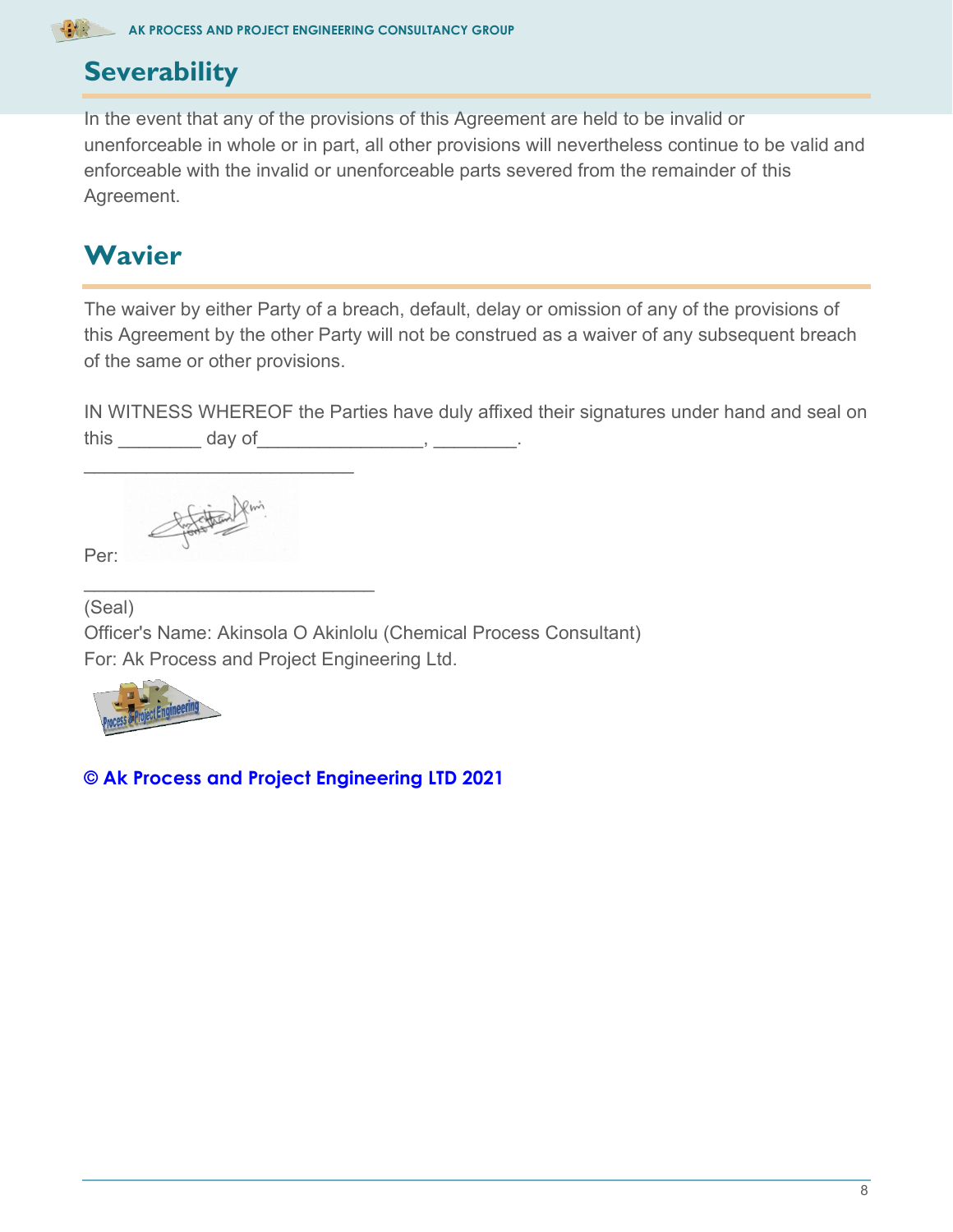## Severability

In the event that any of the provisions of this Agreement are held to be invalid or unenforceable in whole or in part, all other provisions will nevertheless continue to be valid and enforceable with the invalid or unenforceable parts severed from the remainder of this Agreement.

## Wavier

The waiver by either Party of a breach, default, delay or omission of any of the provisions of this Agreement by the other Party will not be construed as a waiver of any subsequent breach of the same or other provisions.

IN WITNESS WHEREOF the Parties have duly affixed their signatures under hand and seal on this ________ day of________________, ________.

___________________________

Per:

_____________________________

(Seal)

Officer's Name: Akinsola O Akinlolu (Chemical Process Consultant)

For: Ak Process and Project Engineering Ltd.

**© Ak Process and Project Engineering LTD 2021**